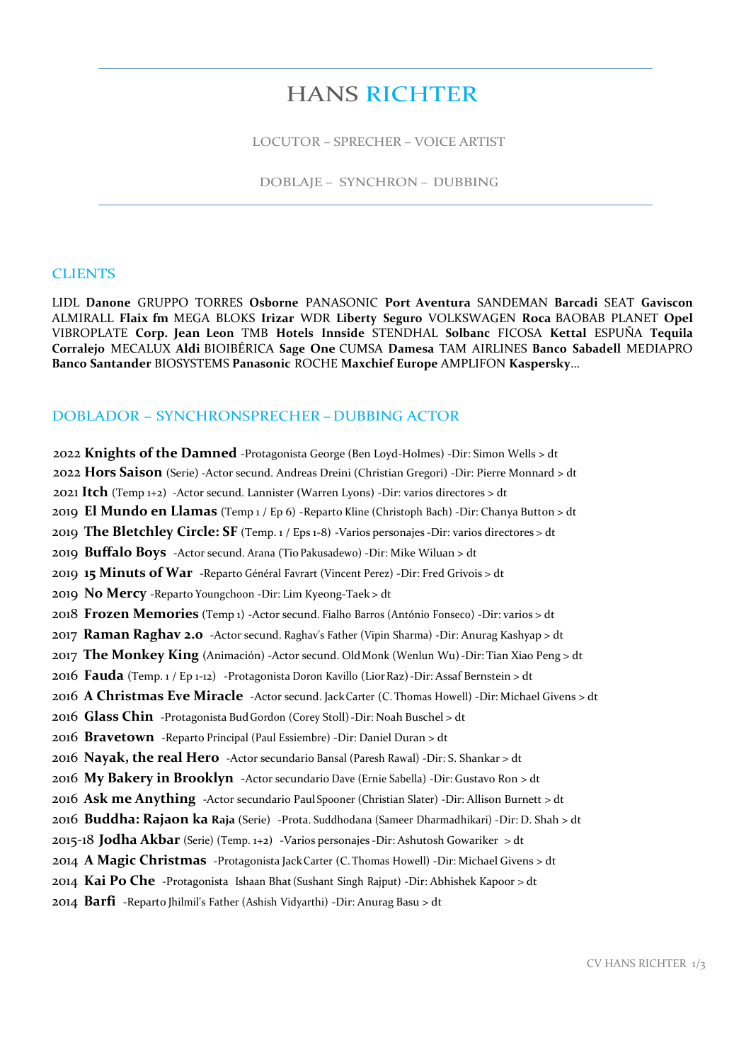# HANS RICHTER

LOCUTOR – SPRECHER – VOICE ARTIST

DOBLAJE – SYNCHRON – DUBBING

## CLIENTS

LIDL **Danone** GRUPPO TORRES **Osborne** PANASONIC **Port Aventura** SANDEMAN **Barcadi** SEAT **Gaviscon** ALMIRALL **Flaix fm** MEGA BLOKS **Irizar** WDR **Liberty Seguro** VOLKSWAGEN **Roca** BAOBAB PLANET **Opel** VIBROPLATE **Corp. Jean Leon** TMB **Hotels Innside** STENDHAL **Solbanc** FICOSA **Kettal** ESPUÑA **Tequila Corralejo** MECALUX **Aldi** BIOIBÉRICA **Sage One** CUMSA **Damesa** TAM AIRLINES **Banco Sabadell** MEDIAPRO **Banco Santander** BIOSYSTEMS **Panasonic** ROCHE **Maxchief Europe** AMPLIFON **Kaspersky**...

## DOBLADOR – SYNCHRONSPRECHER – DUBBING ACTOR

2022 **Knights of the Damned** -Protagonista George (Ben Loyd-Holmes) -Dir: Simon Wells > dt
2022 **Hors Saison** (Serie) -Actor secund. Andreas Dreini (Christian Gregori) -Dir: Pierre Monnard > dt
2021 **Itch** (Temp 1+2) -Actor secund. Lannister (Warren Lyons) -Dir: varios directores > dt
2019 **El Mundo en Llamas** (Temp 1 / Ep 6) -Reparto Kline (Christoph Bach) -Dir: Chanya Button > dt
2019 **The Bletchley Circle: SF** (Temp. 1 / Eps 1-8) -Varios personajes -Dir: varios directores > dt
2019 **Buffalo Boys** -Actor secund. Arana (Tio Pakusadewo) -Dir: Mike Wiluan > dt
2019 **15 Minuts of War** -Reparto Général Favrart (Vincent Perez) -Dir: Fred Grivois > dt
2019 **No Mercy** -Reparto Youngchoon -Dir: Lim Kyeong-Taek > dt
2018 **Frozen Memories** (Temp 1) -Actor secund. Fialho Barros (António Fonseco) -Dir: varios > dt
2017 **Raman Raghav 2.0** -Actor secund. Raghav's Father (Vipin Sharma) -Dir: Anurag Kashyap > dt
2017 **The Monkey King** (Animación) -Actor secund. Old Monk (Wenlun Wu) -Dir: Tian Xiao Peng > dt
2016 **Fauda** (Temp. 1 / Ep 1-12) -Protagonista Doron Kavillo (Lior Raz) -Dir: Assaf Bernstein > dt
2016 **A Christmas Eve Miracle** -Actor secund. Jack Carter (C. Thomas Howell) -Dir: Michael Givens > dt
2016 **Glass Chin** -Protagonista Bud Gordon (Corey Stoll) -Dir: Noah Buschel > dt
2016 **Bravetown** -Reparto Principal (Paul Essiembre) -Dir: Daniel Duran > dt
2016 **Nayak, the real Hero** -Actor secundario Bansal (Paresh Rawal) -Dir: S. Shankar > dt
2016 **My Bakery in Brooklyn** -Actor secundario Dave (Ernie Sabella) -Dir: Gustavo Ron > dt
2016 **Ask me Anything** -Actor secundario Paul Spooner (Christian Slater) -Dir: Allison Burnett > dt
2016 **Buddha: Rajaon ka Raja** (Serie) -Prota. Suddhodana (Sameer Dharmadhikari) -Dir: D. Shah > dt
2015-18 **Jodha Akbar** (Serie) (Temp. 1+2) -Varios personajes -Dir: Ashutosh Gowariker > dt
2014 **A Magic Christmas** -Protagonista Jack Carter (C. Thomas Howell) -Dir: Michael Givens > dt
2014 **Kai Po Che** -Protagonista Ishaan Bhat (Sushant Singh Rajput) -Dir: Abhishek Kapoor > dt
2014 **Barfi** -Reparto Jhilmil's Father (Ashish Vidyarthi) -Dir: Anurag Basu > dt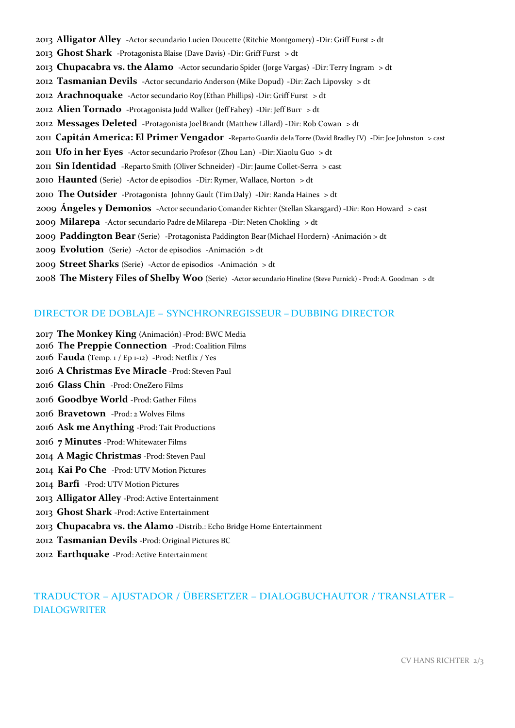2013 **Alligator Alley** -Actor secundario Lucien Doucette (Ritchie Montgomery) -Dir: Griff Furst > dt

2013 **Ghost Shark** -Protagonista Blaise (Dave Davis) -Dir: Griff Furst > dt

2013 **Chupacabra vs. the Alamo** -Actor secundario Spider (Jorge Vargas) -Dir: Terry Ingram > dt

2012 **Tasmanian Devils** -Actor secundario Anderson (Mike Dopud) -Dir: Zach Lipovsky > dt

2012 **Arachnoquake** -Actor secundario Roy (Ethan Phillips) -Dir: Griff Furst > dt

2012 **Alien Tornado** -Protagonista Judd Walker (Jeff Fahey) -Dir: Jeff Burr > dt

2012 **Messages Deleted** -Protagonista Joel Brandt (Matthew Lillard) -Dir: Rob Cowan > dt

2011 **Capitán America: El Primer Vengador** -Reparto Guardia de la Torre (David Bradley IV) -Dir: Joe Johnston > cast

2011 **Ufo in her Eyes** -Actor secundario Profesor (Zhou Lan) -Dir: Xiaolu Guo > dt

2011 **Sin Identidad** -Reparto Smith (Oliver Schneider) -Dir: Jaume Collet-Serra > cast

2010 **Haunted** (Serie) -Actor de episodios -Dir: Rymer, Wallace, Norton > dt

2010 **The Outsider** -Protagonista Johnny Gault (Tim Daly) -Dir: Randa Haines > dt

2009 **Ángeles y Demonios** -Actor secundario Comander Richter (Stellan Skarsgard) -Dir: Ron Howard > cast

2009 **Milarepa** -Actor secundario Padre de Milarepa -Dir: Neten Chokling > dt

2009 **Paddington Bear** (Serie) -Protagonista Paddington Bear (Michael Hordern) -Animación > dt

2009 **Evolution** (Serie) -Actor de episodios -Animación > dt

2009 **Street Sharks** (Serie) -Actor de episodios -Animación > dt

2008 **The Mistery Files of Shelby Woo** (Serie) -Actor secundario Hineline (Steve Purnick) - Prod: A. Goodman > dt

## DIRECTOR DE DOBLAJE – SYNCHRONREGISSEUR – DUBBING DIRECTOR

2017 **The Monkey King** (Animación) -Prod: BWC Media

2016 **The Preppie Connection** -Prod: Coalition Films

2016 **Fauda** (Temp. 1 / Ep 1-12) -Prod: Netflix / Yes

2016 **A Christmas Eve Miracle** -Prod: Steven Paul

2016 **Glass Chin** -Prod: OneZero Films

2016 **Goodbye World** -Prod: Gather Films

2016 **Bravetown** -Prod: 2 Wolves Films

2016 **Ask me Anything** -Prod: Tait Productions

2016 **7 Minutes** -Prod: Whitewater Films

2014 **A Magic Christmas** -Prod: Steven Paul

2014 **Kai Po Che** -Prod: UTV Motion Pictures

2014 **Barfi** -Prod: UTV Motion Pictures

2013 **Alligator Alley** -Prod: Active Entertainment

2013 **Ghost Shark** -Prod: Active Entertainment

2013 **Chupacabra vs. the Alamo** -Distrib.: Echo Bridge Home Entertainment

2012 **Tasmanian Devils** -Prod: Original Pictures BC

2012 **Earthquake** -Prod: Active Entertainment

## TRADUCTOR – AJUSTADOR / ÜBERSETZER – DIALOGBUCHAUTOR / TRANSLATER – DIALOGWRITER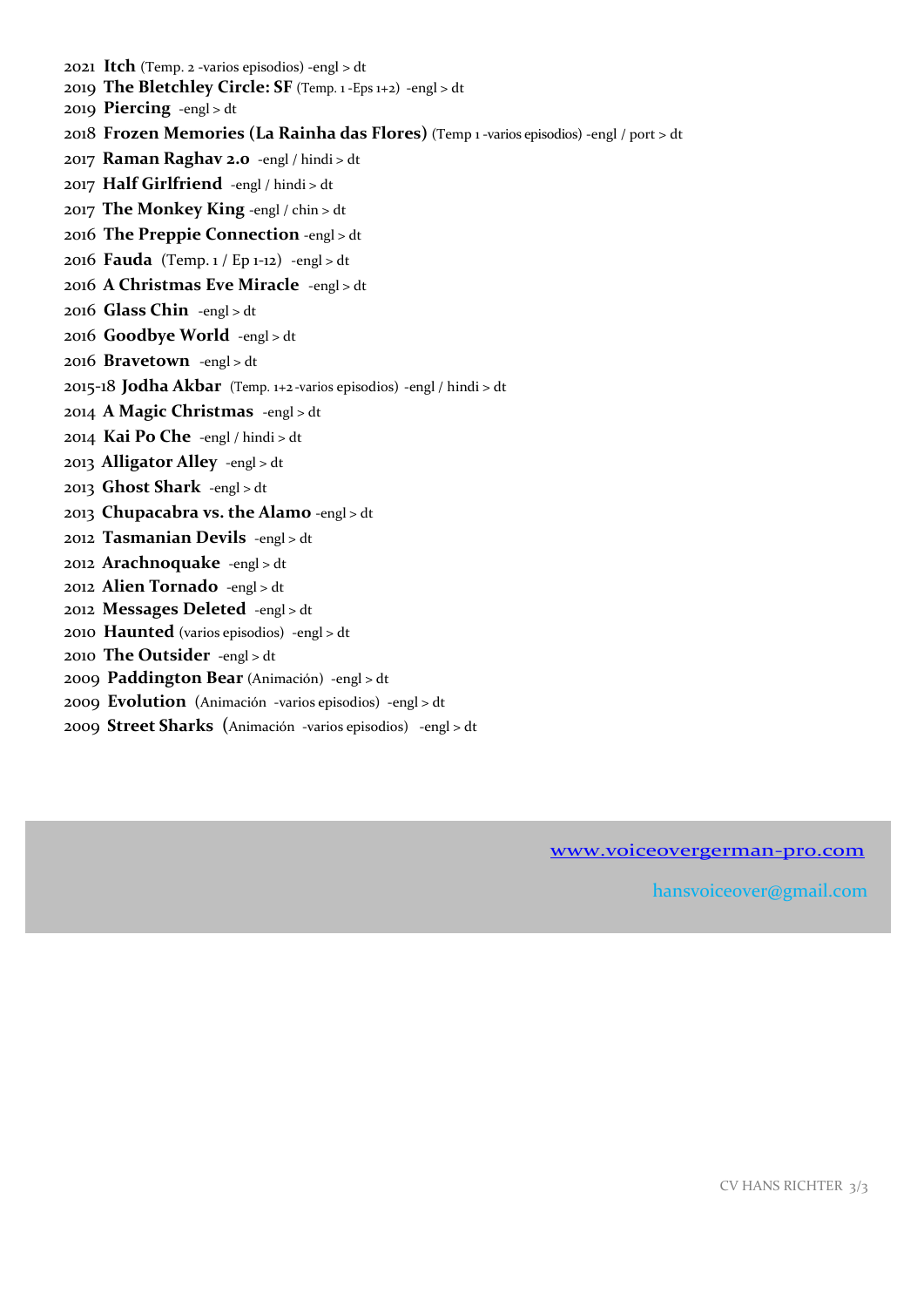2021 **Itch** (Temp. 2 -varios episodios) -engl > dt
2019 **The Bletchley Circle: SF** (Temp. 1 -Eps 1+2) -engl > dt
2019 **Piercing** -engl > dt
2018 **Frozen Memories (La Rainha das Flores)** (Temp 1 -varios episodios) -engl / port > dt
2017 **Raman Raghav 2.0** -engl / hindi > dt
2017 **Half Girlfriend** -engl / hindi > dt
2017 **The Monkey King** -engl / chin > dt
2016 **The Preppie Connection** -engl > dt
2016 **Fauda** (Temp. 1 / Ep 1-12) -engl > dt
2016 **A Christmas Eve Miracle** -engl > dt
2016 **Glass Chin** -engl > dt
2016 **Goodbye World** -engl > dt
2016 **Bravetown** -engl > dt
2015-18 **Jodha Akbar** (Temp. 1+2 -varios episodios) -engl / hindi > dt
2014 **A Magic Christmas** -engl > dt
2014 **Kai Po Che** -engl / hindi > dt
2013 **Alligator Alley** -engl > dt
2013 **Ghost Shark** -engl > dt
2013 **Chupacabra vs. the Alamo** -engl > dt
2012 **Tasmanian Devils** -engl > dt
2012 **Arachnoquake** -engl > dt
2012 **Alien Tornado** -engl > dt
2012 **Messages Deleted** -engl > dt
2010 **Haunted** (varios episodios) -engl > dt
2010 **The Outsider** -engl > dt
2009 **Paddington Bear** (Animación) -engl > dt
2009 **Evolution** (Animación -varios episodios) -engl > dt
2009 **Street Sharks** (Animación -varios episodios) -engl > dt

[www.voiceovergerman-pro.com](http://www.voiceovergerman-pro.com)

hansvoiceover@gmail.com